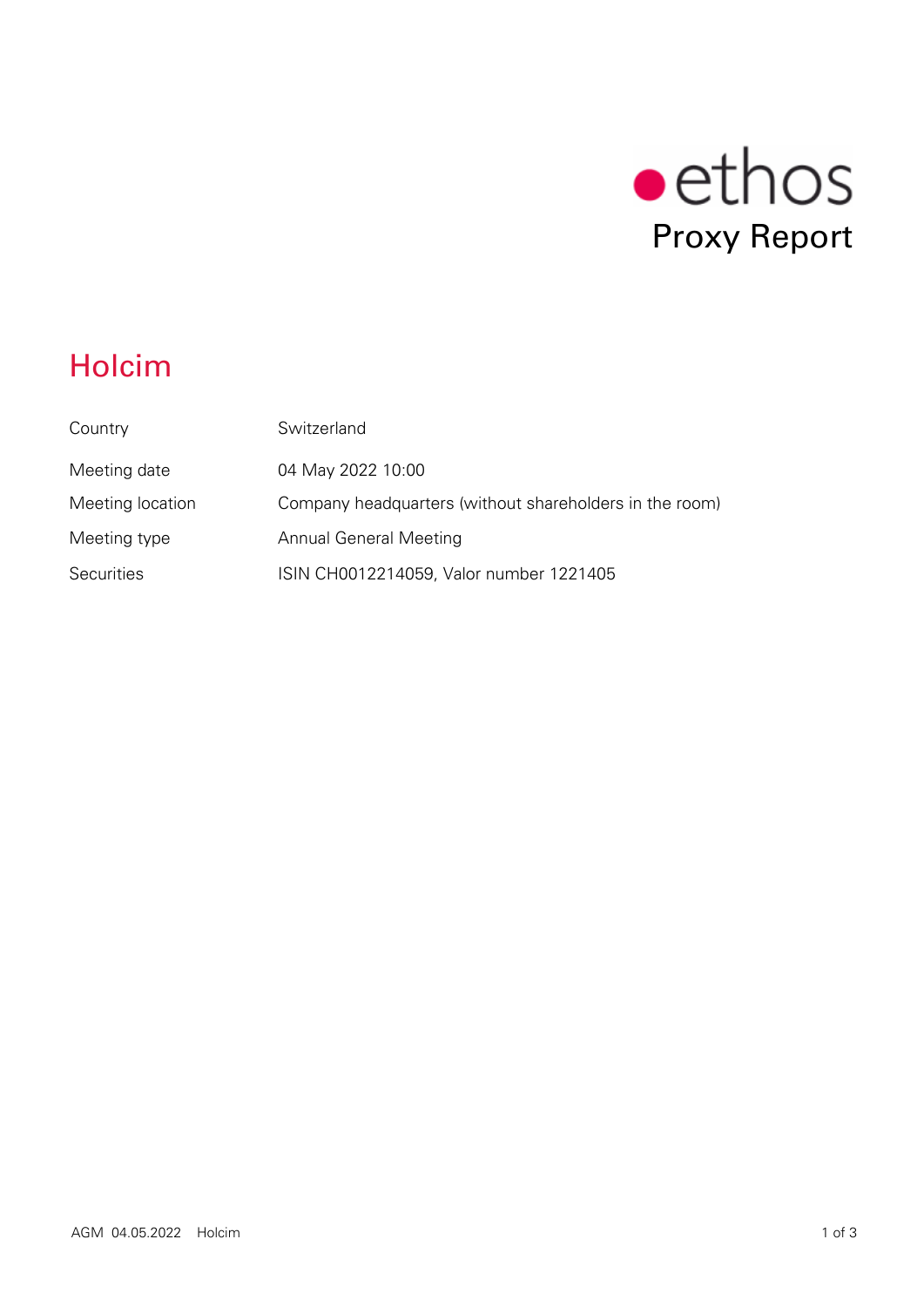ethos

Proxy Report

# Holcim

| | |
|---|---|
| Country | Switzerland |
| Meeting date | 04 May 2022 10:00 |
| Meeting location | Company headquarters (without shareholders in the room) |
| Meeting type | Annual General Meeting |
| Securities | ISIN CH0012214059, Valor number 1221405 |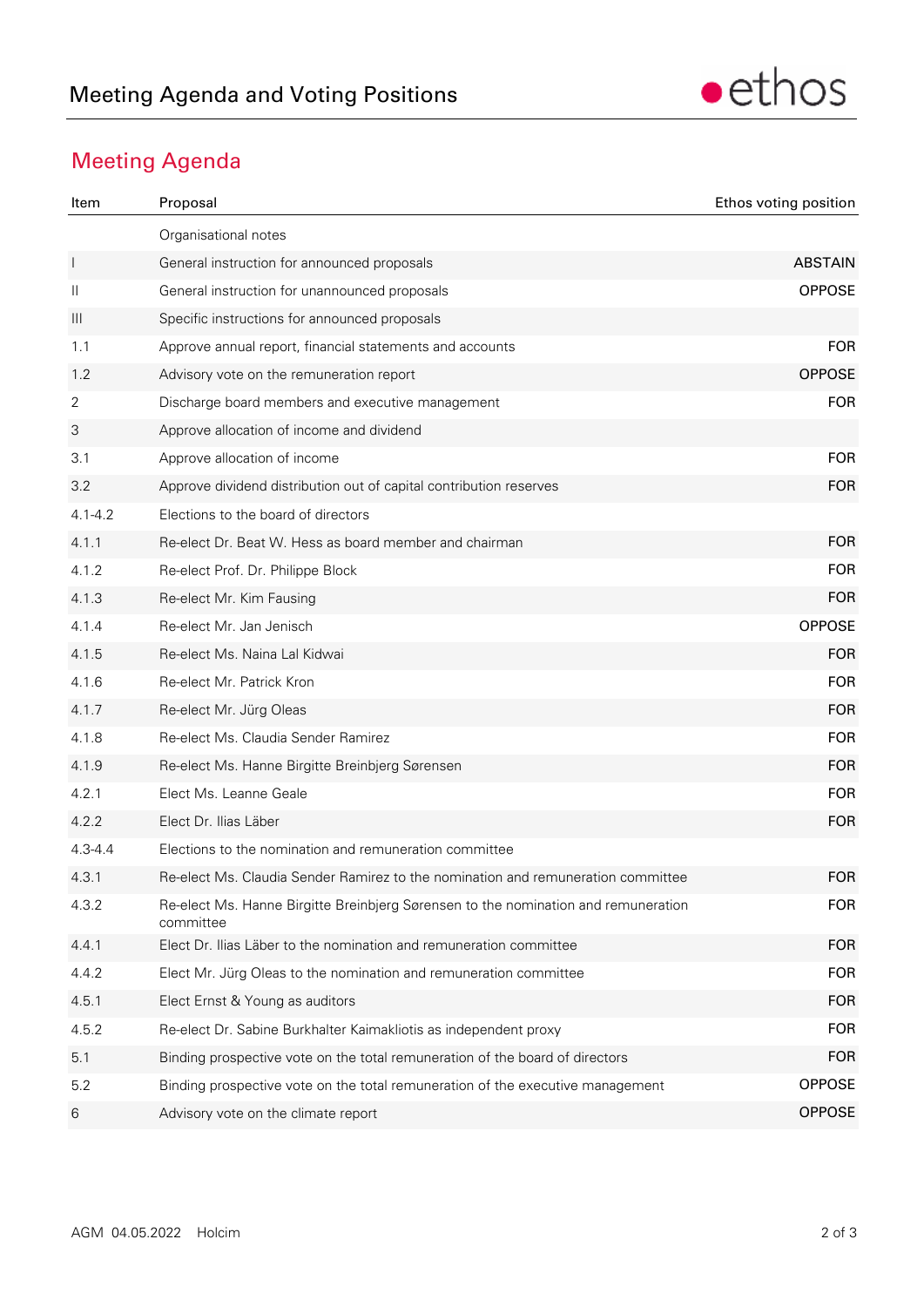# Meeting Agenda and Voting Positions

## Meeting Agenda

| Item | Proposal | Ethos voting position |
|---|---|---|
| | Organisational notes | |
| I | General instruction for announced proposals | ABSTAIN |
| II | General instruction for unannounced proposals | OPPOSE |
| III | Specific instructions for announced proposals | |
| 1.1 | Approve annual report, financial statements and accounts | FOR |
| 1.2 | Advisory vote on the remuneration report | OPPOSE |
| 2 | Discharge board members and executive management | FOR |
| 3 | Approve allocation of income and dividend | |
| 3.1 | Approve allocation of income | FOR |
| 3.2 | Approve dividend distribution out of capital contribution reserves | FOR |
| 4.1-4.2 | Elections to the board of directors | |
| 4.1.1 | Re-elect Dr. Beat W. Hess as board member and chairman | FOR |
| 4.1.2 | Re-elect Prof. Dr. Philippe Block | FOR |
| 4.1.3 | Re-elect Mr. Kim Fausing | FOR |
| 4.1.4 | Re-elect Mr. Jan Jenisch | OPPOSE |
| 4.1.5 | Re-elect Ms. Naina Lal Kidwai | FOR |
| 4.1.6 | Re-elect Mr. Patrick Kron | FOR |
| 4.1.7 | Re-elect Mr. Jürg Oleas | FOR |
| 4.1.8 | Re-elect Ms. Claudia Sender Ramirez | FOR |
| 4.1.9 | Re-elect Ms. Hanne Birgitte Breinbjerg Sørensen | FOR |
| 4.2.1 | Elect Ms. Leanne Geale | FOR |
| 4.2.2 | Elect Dr. Ilias Läber | FOR |
| 4.3-4.4 | Elections to the nomination and remuneration committee | |
| 4.3.1 | Re-elect Ms. Claudia Sender Ramirez to the nomination and remuneration committee | FOR |
| 4.3.2 | Re-elect Ms. Hanne Birgitte Breinbjerg Sørensen to the nomination and remuneration committee | FOR |
| 4.4.1 | Elect Dr. Ilias Läber to the nomination and remuneration committee | FOR |
| 4.4.2 | Elect Mr. Jürg Oleas to the nomination and remuneration committee | FOR |
| 4.5.1 | Elect Ernst & Young as auditors | FOR |
| 4.5.2 | Re-elect Dr. Sabine Burkhalter Kaimakliotis as independent proxy | FOR |
| 5.1 | Binding prospective vote on the total remuneration of the board of directors | FOR |
| 5.2 | Binding prospective vote on the total remuneration of the executive management | OPPOSE |
| 6 | Advisory vote on the climate report | OPPOSE |

AGM 04.05.2022 Holcim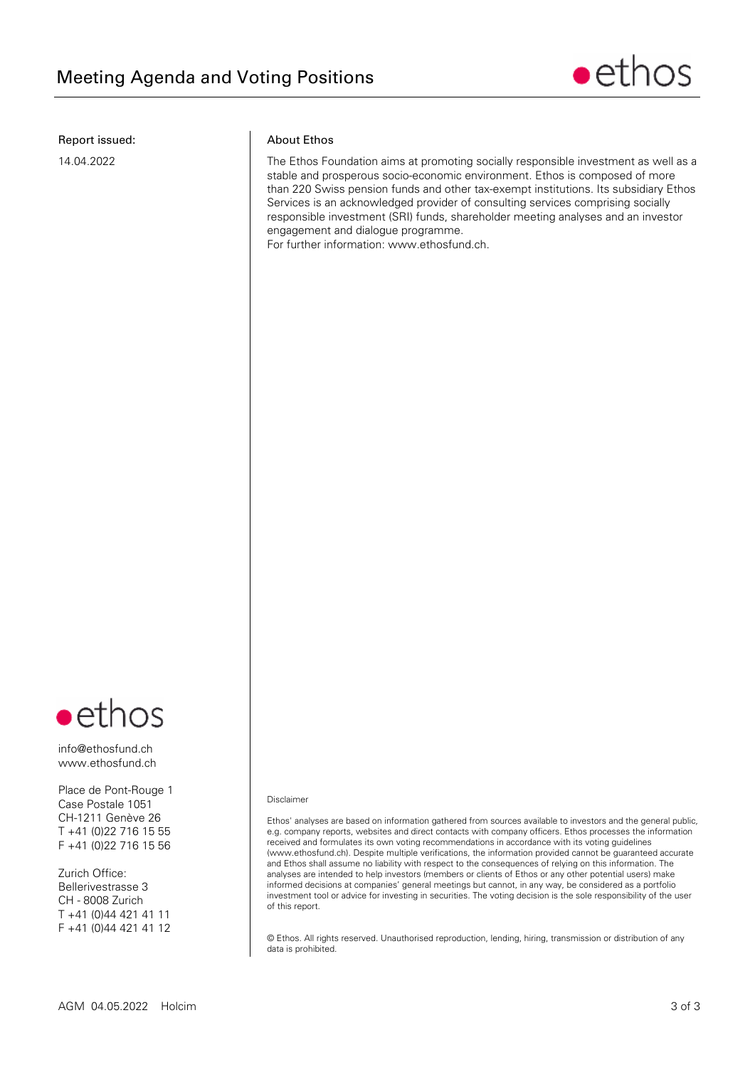Report issued:

14.04.2022

## About Ethos

The Ethos Foundation aims at promoting socially responsible investment as well as a stable and prosperous socio-economic environment. Ethos is composed of more than 220 Swiss pension funds and other tax-exempt institutions. Its subsidiary Ethos Services is an acknowledged provider of consulting services comprising socially responsible investment (SRI) funds, shareholder meeting analyses and an investor engagement and dialogue programme.
For further information: www.ethosfund.ch.

ethos

info@ethosfund.ch
www.ethosfund.ch

Place de Pont-Rouge 1
Case Postale 1051
CH-1211 Genève 26
T +41 (0)22 716 15 55
F +41 (0)22 716 15 56

Zurich Office:
Bellerivestrasse 3
CH - 8008 Zurich
T +41 (0)44 421 41 11
F +41 (0)44 421 41 12

Disclaimer

Ethos' analyses are based on information gathered from sources available to investors and the general public, e.g. company reports, websites and direct contacts with company officers. Ethos processes the information received and formulates its own voting recommendations in accordance with its voting guidelines (www.ethosfund.ch). Despite multiple verifications, the information provided cannot be guaranteed accurate and Ethos shall assume no liability with respect to the consequences of relying on this information. The analyses are intended to help investors (members or clients of Ethos or any other potential users) make informed decisions at companies' general meetings but cannot, in any way, be considered as a portfolio investment tool or advice for investing in securities. The voting decision is the sole responsibility of the user of this report.

© Ethos. All rights reserved. Unauthorised reproduction, lending, hiring, transmission or distribution of any data is prohibited.